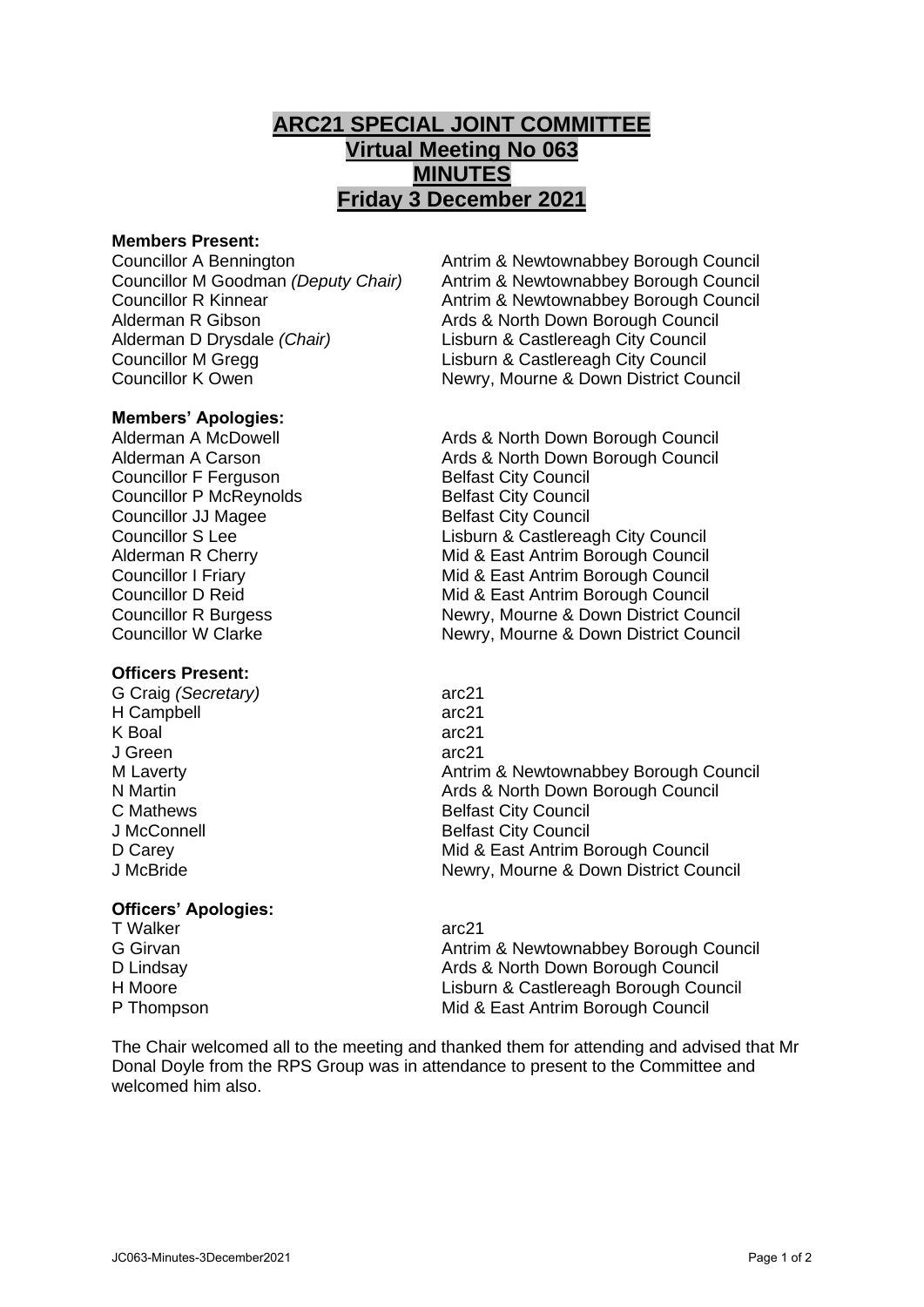# ARC21 SPECIAL JOINT COMMITTEE
## Virtual Meeting No 063
## MINUTES
## Friday 3 December 2021

**Members Present:**

| | |
|---|---|
| Councillor A Bennington | Antrim & Newtownabbey Borough Council |
| Councillor M Goodman *(Deputy Chair)* | Antrim & Newtownabbey Borough Council |
| Councillor R Kinnear | Antrim & Newtownabbey Borough Council |
| Alderman R Gibson | Ards & North Down Borough Council |
| Alderman D Drysdale *(Chair)* | Lisburn & Castlereagh City Council |
| Councillor M Gregg | Lisburn & Castlereagh City Council |
| Councillor K Owen | Newry, Mourne & Down District Council |

**Members' Apologies:**

| | |
|---|---|
| Alderman A McDowell | Ards & North Down Borough Council |
| Alderman A Carson | Ards & North Down Borough Council |
| Councillor F Ferguson | Belfast City Council |
| Councillor P McReynolds | Belfast City Council |
| Councillor JJ Magee | Belfast City Council |
| Councillor S Lee | Lisburn & Castlereagh City Council |
| Alderman R Cherry | Mid & East Antrim Borough Council |
| Councillor I Friary | Mid & East Antrim Borough Council |
| Councillor D Reid | Mid & East Antrim Borough Council |
| Councillor R Burgess | Newry, Mourne & Down District Council |
| Councillor W Clarke | Newry, Mourne & Down District Council |

**Officers Present:**

| | |
|---|---|
| G Craig *(Secretary)* | arc21 |
| H Campbell | arc21 |
| K Boal | arc21 |
| J Green | arc21 |
| M Laverty | Antrim & Newtownabbey Borough Council |
| N Martin | Ards & North Down Borough Council |
| C Mathews | Belfast City Council |
| J McConnell | Belfast City Council |
| D Carey | Mid & East Antrim Borough Council |
| J McBride | Newry, Mourne & Down District Council |

**Officers' Apologies:**

| | |
|---|---|
| T Walker | arc21 |
| G Girvan | Antrim & Newtownabbey Borough Council |
| D Lindsay | Ards & North Down Borough Council |
| H Moore | Lisburn & Castlereagh Borough Council |
| P Thompson | Mid & East Antrim Borough Council |

The Chair welcomed all to the meeting and thanked them for attending and advised that Mr Donal Doyle from the RPS Group was in attendance to present to the Committee and welcomed him also.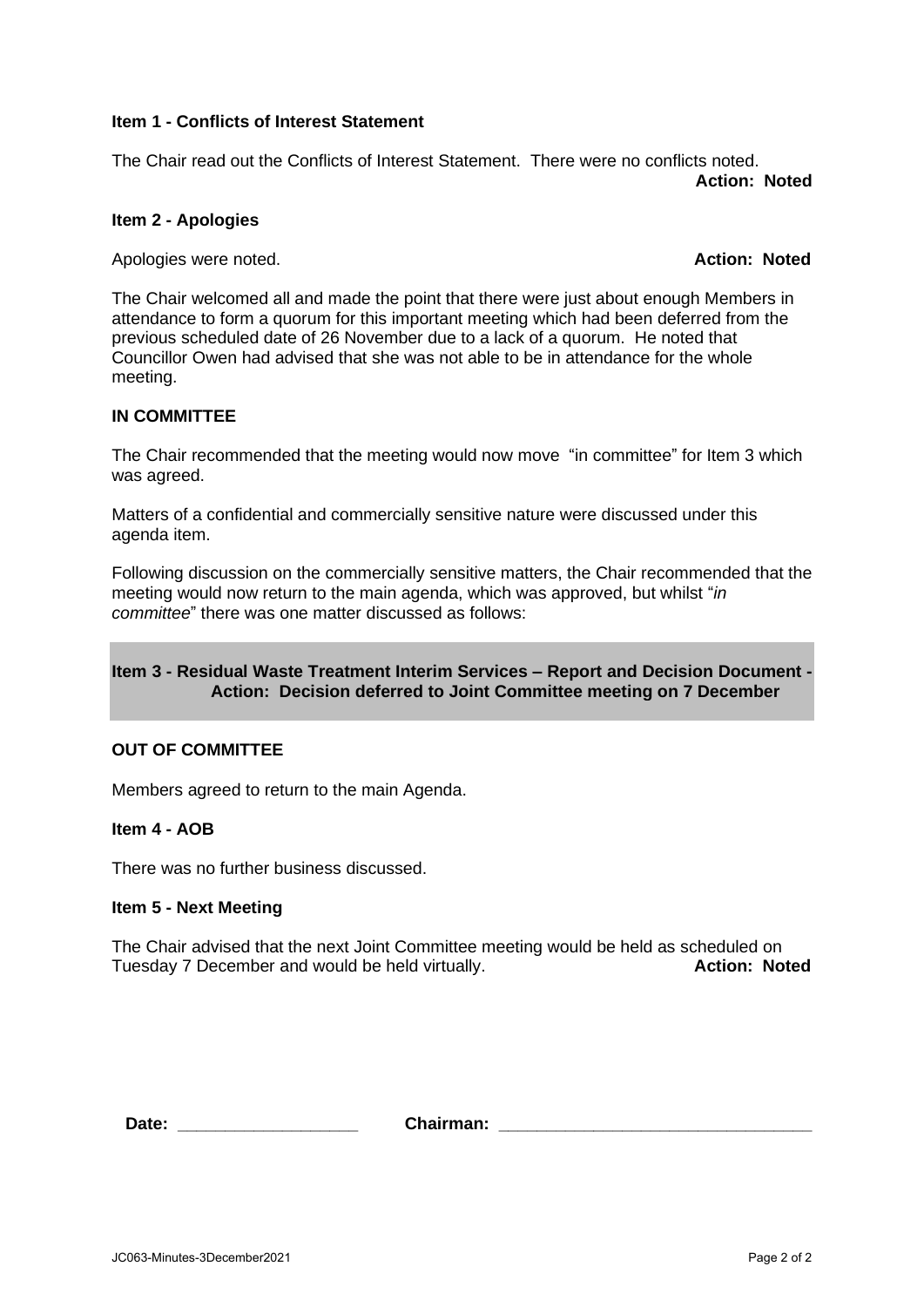**Item 1 - Conflicts of Interest Statement**

The Chair read out the Conflicts of Interest Statement. There were no conflicts noted.

**Action: Noted**

**Item 2 - Apologies**

Apologies were noted. **Action: Noted**

The Chair welcomed all and made the point that there were just about enough Members in attendance to form a quorum for this important meeting which had been deferred from the previous scheduled date of 26 November due to a lack of a quorum. He noted that Councillor Owen had advised that she was not able to be in attendance for the whole meeting.

**IN COMMITTEE**

The Chair recommended that the meeting would now move "in committee" for Item 3 which was agreed.

Matters of a confidential and commercially sensitive nature were discussed under this agenda item.

Following discussion on the commercially sensitive matters, the Chair recommended that the meeting would now return to the main agenda, which was approved, but whilst "*in committee*" there was one matter discussed as follows:

**Item 3 - Residual Waste Treatment Interim Services – Report and Decision Document - Action: Decision deferred to Joint Committee meeting on 7 December**

**OUT OF COMMITTEE**

Members agreed to return to the main Agenda.

**Item 4 - AOB**

There was no further business discussed.

**Item 5 - Next Meeting**

The Chair advised that the next Joint Committee meeting would be held as scheduled on Tuesday 7 December and would be held virtually. **Action: Noted**

**Date:** ___________________ **Chairman:** ________________________________

JC063-Minutes-3December2021